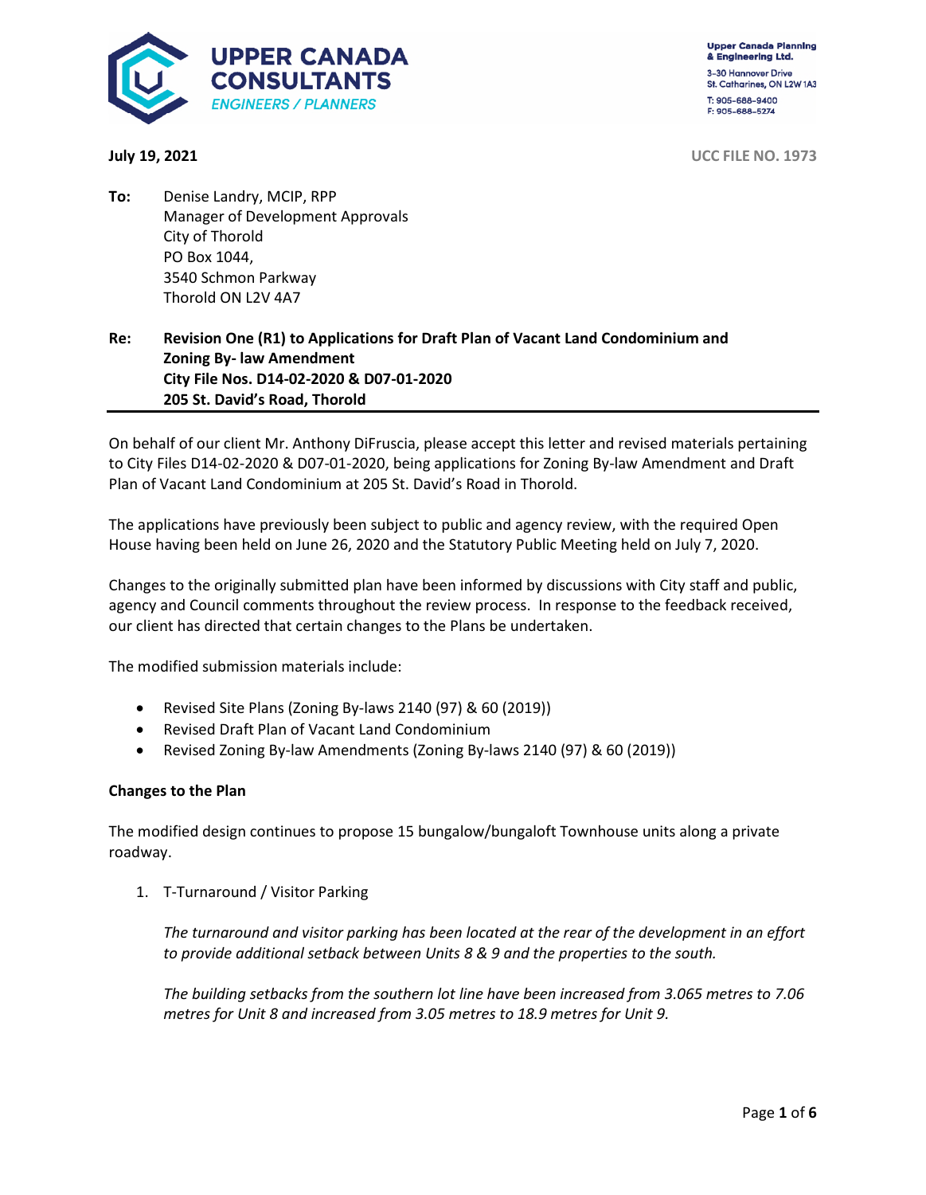UPPER CANADA CONSULTANTS
ENGINEERS / PLANNERS

Upper Canada Planning & Engineering Ltd.
3-30 Hannover Drive
St. Catharines, ON L2W 1A3
T: 905-688-9400
F: 905-688-5274

**July 19, 2021** UCC FILE NO. 1973

**To:** Denise Landry, MCIP, RPP
Manager of Development Approvals
City of Thorold
PO Box 1044,
3540 Schmon Parkway
Thorold ON L2V 4A7

**Re: Revision One (R1) to Applications for Draft Plan of Vacant Land Condominium and Zoning By- law Amendment**
**City File Nos. D14-02-2020 & D07-01-2020**
**205 St. David's Road, Thorold**

---

On behalf of our client Mr. Anthony DiFruscia, please accept this letter and revised materials pertaining to City Files D14-02-2020 & D07-01-2020, being applications for Zoning By-law Amendment and Draft Plan of Vacant Land Condominium at 205 St. David's Road in Thorold.

The applications have previously been subject to public and agency review, with the required Open House having been held on June 26, 2020 and the Statutory Public Meeting held on July 7, 2020.

Changes to the originally submitted plan have been informed by discussions with City staff and public, agency and Council comments throughout the review process. In response to the feedback received, our client has directed that certain changes to the Plans be undertaken.

The modified submission materials include:

- Revised Site Plans (Zoning By-laws 2140 (97) & 60 (2019))
- Revised Draft Plan of Vacant Land Condominium
- Revised Zoning By-law Amendments (Zoning By-laws 2140 (97) & 60 (2019))

**Changes to the Plan**

The modified design continues to propose 15 bungalow/bungaloft Townhouse units along a private roadway.

1. T-Turnaround / Visitor Parking

   *The turnaround and visitor parking has been located at the rear of the development in an effort to provide additional setback between Units 8 & 9 and the properties to the south.*

   *The building setbacks from the southern lot line have been increased from 3.065 metres to 7.06 metres for Unit 8 and increased from 3.05 metres to 18.9 metres for Unit 9.*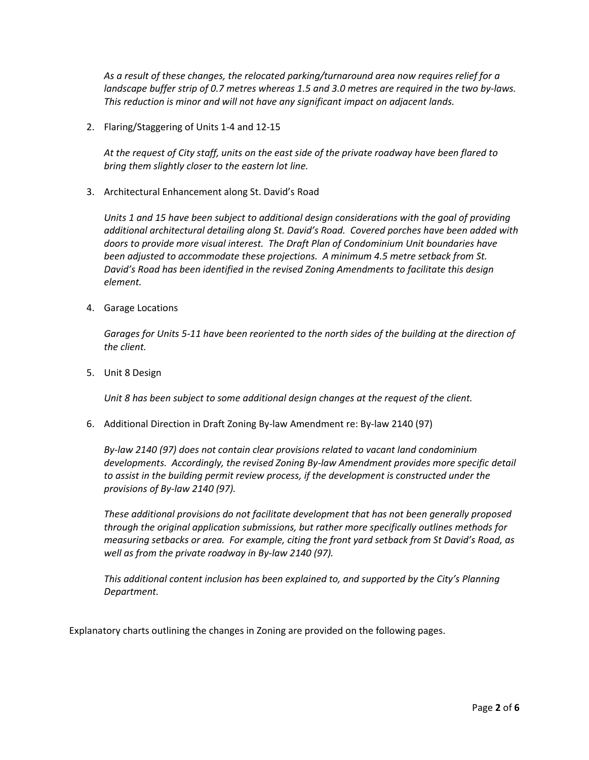*As a result of these changes, the relocated parking/turnaround area now requires relief for a landscape buffer strip of 0.7 metres whereas 1.5 and 3.0 metres are required in the two by-laws. This reduction is minor and will not have any significant impact on adjacent lands.*

2. Flaring/Staggering of Units 1-4 and 12-15

   *At the request of City staff, units on the east side of the private roadway have been flared to bring them slightly closer to the eastern lot line.*

3. Architectural Enhancement along St. David's Road

   *Units 1 and 15 have been subject to additional design considerations with the goal of providing additional architectural detailing along St. David's Road. Covered porches have been added with doors to provide more visual interest. The Draft Plan of Condominium Unit boundaries have been adjusted to accommodate these projections. A minimum 4.5 metre setback from St. David's Road has been identified in the revised Zoning Amendments to facilitate this design element.*

4. Garage Locations

   *Garages for Units 5-11 have been reoriented to the north sides of the building at the direction of the client.*

5. Unit 8 Design

   *Unit 8 has been subject to some additional design changes at the request of the client.*

6. Additional Direction in Draft Zoning By-law Amendment re: By-law 2140 (97)

   *By-law 2140 (97) does not contain clear provisions related to vacant land condominium developments. Accordingly, the revised Zoning By-law Amendment provides more specific detail to assist in the building permit review process, if the development is constructed under the provisions of By-law 2140 (97).*

   *These additional provisions do not facilitate development that has not been generally proposed through the original application submissions, but rather more specifically outlines methods for measuring setbacks or area. For example, citing the front yard setback from St David's Road, as well as from the private roadway in By-law 2140 (97).*

   *This additional content inclusion has been explained to, and supported by the City's Planning Department.*

Explanatory charts outlining the changes in Zoning are provided on the following pages.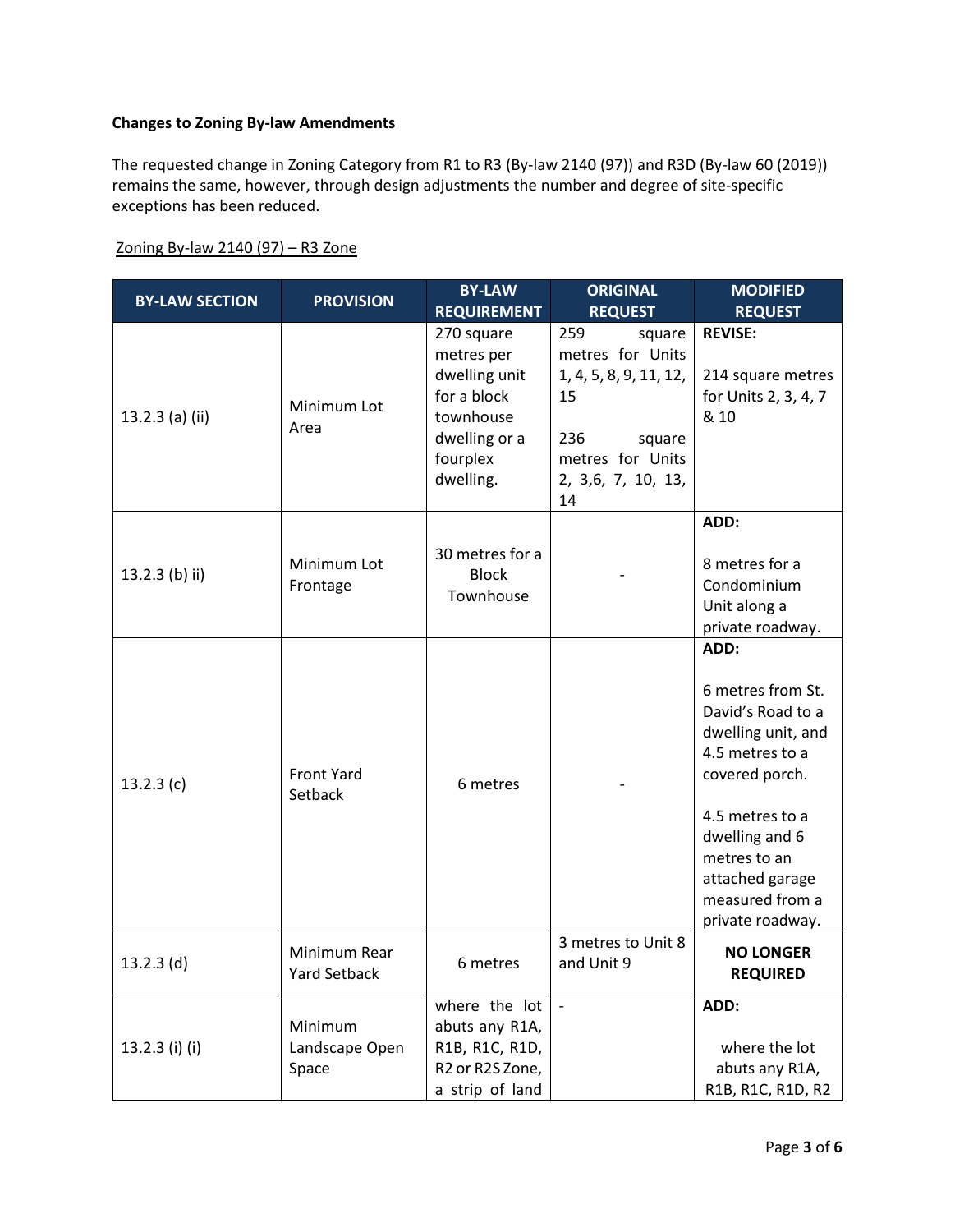**Changes to Zoning By-law Amendments**

The requested change in Zoning Category from R1 to R3 (By-law 2140 (97)) and R3D (By-law 60 (2019)) remains the same, however, through design adjustments the number and degree of site-specific exceptions has been reduced.

Zoning By-law 2140 (97) – R3 Zone

| BY-LAW SECTION | PROVISION | BY-LAW REQUIREMENT | ORIGINAL REQUEST | MODIFIED REQUEST |
|---|---|---|---|---|
| 13.2.3 (a) (ii) | Minimum Lot Area | 270 square metres per dwelling unit for a block townhouse dwelling or a fourplex dwelling. | 259 square metres for Units 1, 4, 5, 8, 9, 11, 12, 15<br><br>236 square metres for Units 2, 3,6, 7, 10, 13, 14 | **REVISE:**<br><br>214 square metres for Units 2, 3, 4, 7 & 10 |
| 13.2.3 (b) ii) | Minimum Lot Frontage | 30 metres for a Block Townhouse | - | **ADD:**<br><br>8 metres for a Condominium Unit along a private roadway. |
| 13.2.3 (c) | Front Yard Setback | 6 metres | - | **ADD:**<br><br>6 metres from St. David's Road to a dwelling unit, and 4.5 metres to a covered porch.<br><br>4.5 metres to a dwelling and 6 metres to an attached garage measured from a private roadway. |
| 13.2.3 (d) | Minimum Rear Yard Setback | 6 metres | 3 metres to Unit 8 and Unit 9 | **NO LONGER REQUIRED** |
| 13.2.3 (i) (i) | Minimum Landscape Open Space | where the lot abuts any R1A, R1B, R1C, R1D, R2 or R2S Zone, a strip of land | - | **ADD:**<br><br>where the lot abuts any R1A, R1B, R1C, R1D, R2 |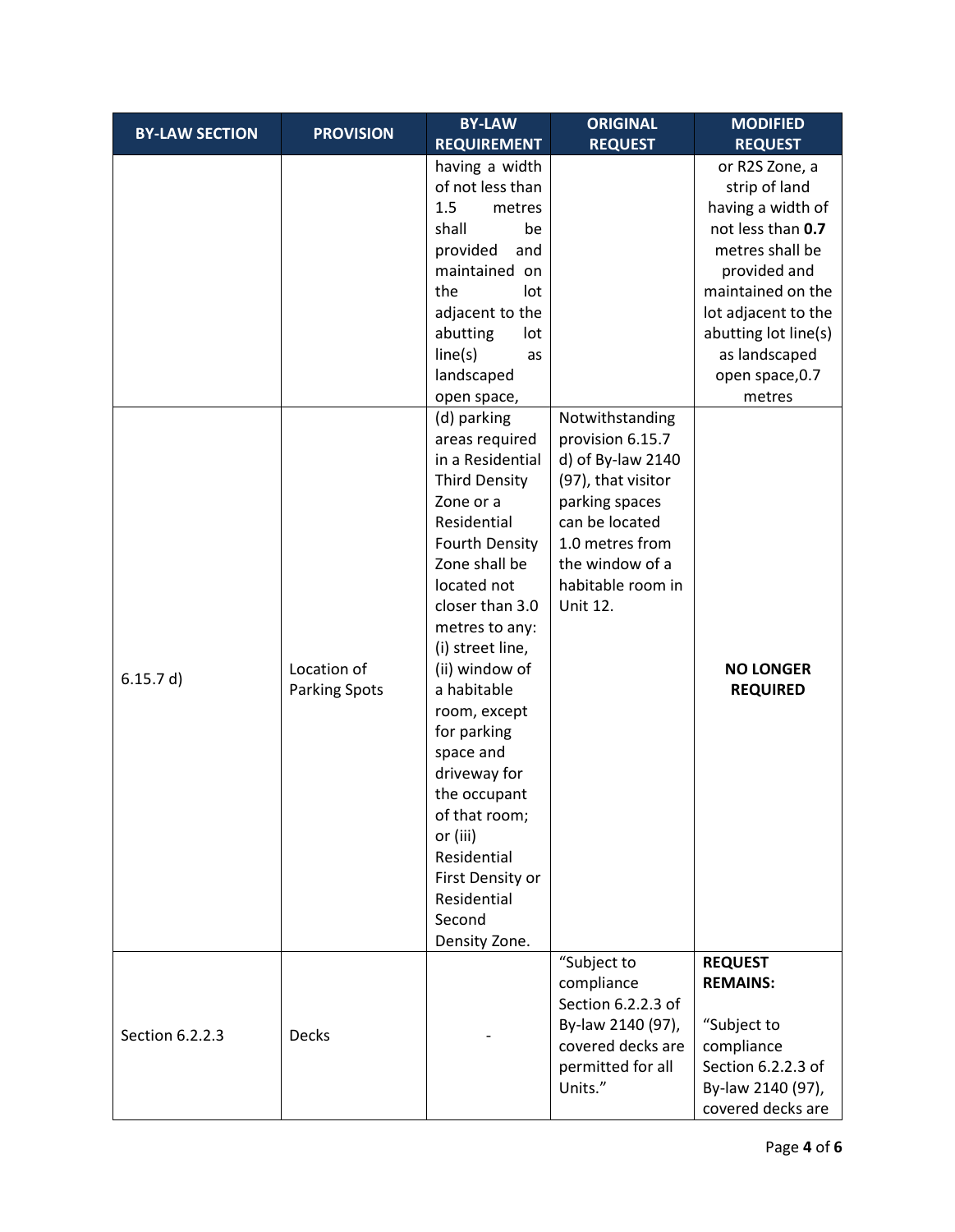| BY-LAW SECTION | PROVISION | BY-LAW REQUIREMENT | ORIGINAL REQUEST | MODIFIED REQUEST |
|---|---|---|---|---|
| | | having a width of not less than 1.5 metres shall be provided and maintained on the lot adjacent to the abutting lot line(s) as landscaped open space, | | or R2S Zone, a strip of land having a width of not less than **0.7** metres shall be provided and maintained on the lot adjacent to the abutting lot line(s) as landscaped open space,0.7 metres |
| 6.15.7 d) | Location of Parking Spots | (d) parking areas required in a Residential Third Density Zone or a Residential Fourth Density Zone shall be located not closer than 3.0 metres to any: (i) street line, (ii) window of a habitable room, except for parking space and driveway for the occupant of that room; or (iii) Residential First Density or Residential Second Density Zone. | Notwithstanding provision 6.15.7 d) of By-law 2140 (97), that visitor parking spaces can be located 1.0 metres from the window of a habitable room in Unit 12. | **NO LONGER REQUIRED** |
| Section 6.2.2.3 | Decks | - | "Subject to compliance Section 6.2.2.3 of By-law 2140 (97), covered decks are permitted for all Units." | **REQUEST REMAINS:** "Subject to compliance Section 6.2.2.3 of By-law 2140 (97), covered decks are |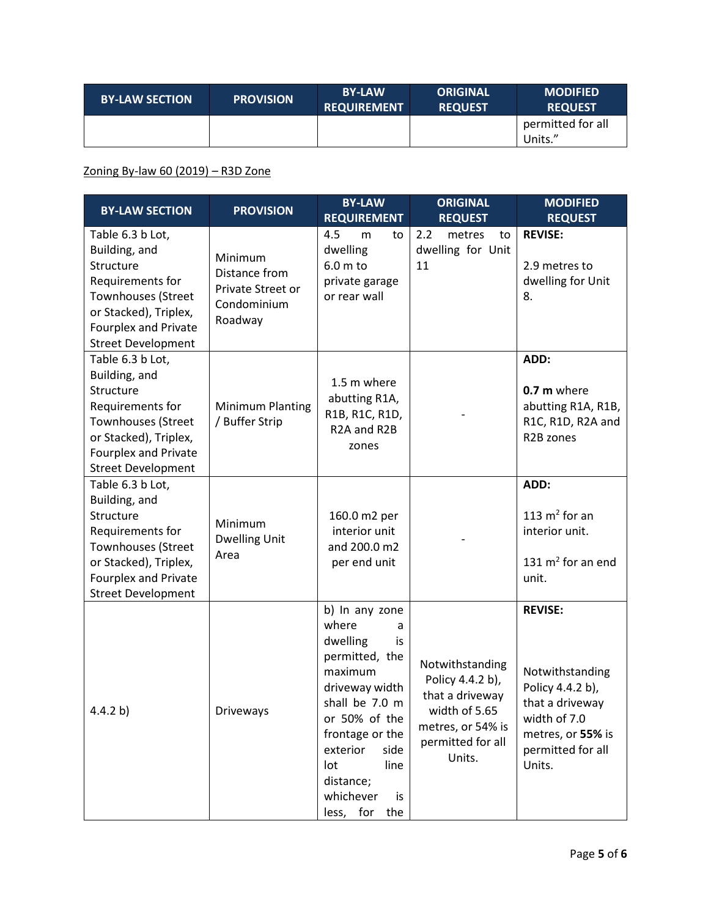| BY-LAW SECTION | PROVISION | BY-LAW REQUIREMENT | ORIGINAL REQUEST | MODIFIED REQUEST |
|---|---|---|---|---|
| | | | | permitted for all Units." |

Zoning By-law 60 (2019) – R3D Zone

| BY-LAW SECTION | PROVISION | BY-LAW REQUIREMENT | ORIGINAL REQUEST | MODIFIED REQUEST |
|---|---|---|---|---|
| Table 6.3 b Lot, Building, and Structure Requirements for Townhouses (Street or Stacked), Triplex, Fourplex and Private Street Development | Minimum Distance from Private Street or Condominium Roadway | 4.5 m to dwelling 6.0 m to private garage or rear wall | 2.2 metres to dwelling for Unit 11 | **REVISE:** 2.9 metres to dwelling for Unit 8. |
| Table 6.3 b Lot, Building, and Structure Requirements for Townhouses (Street or Stacked), Triplex, Fourplex and Private Street Development | Minimum Planting / Buffer Strip | 1.5 m where abutting R1A, R1B, R1C, R1D, R2A and R2B zones | - | **ADD:** **0.7 m** where abutting R1A, R1B, R1C, R1D, R2A and R2B zones |
| Table 6.3 b Lot, Building, and Structure Requirements for Townhouses (Street or Stacked), Triplex, Fourplex and Private Street Development | Minimum Dwelling Unit Area | 160.0 m2 per interior unit and 200.0 m2 per end unit | - | **ADD:** 113 $m^2$ for an interior unit. 131 $m^2$ for an end unit. |
| 4.4.2 b) | Driveways | b) In any zone where a dwelling is permitted, the maximum driveway width shall be 7.0 m or 50% of the frontage or the exterior side lot line distance; whichever is less, for the | Notwithstanding Policy 4.4.2 b), that a driveway width of 5.65 metres, or 54% is permitted for all Units. | **REVISE:** Notwithstanding Policy 4.4.2 b), that a driveway width of 7.0 metres, or **55%** is permitted for all Units. |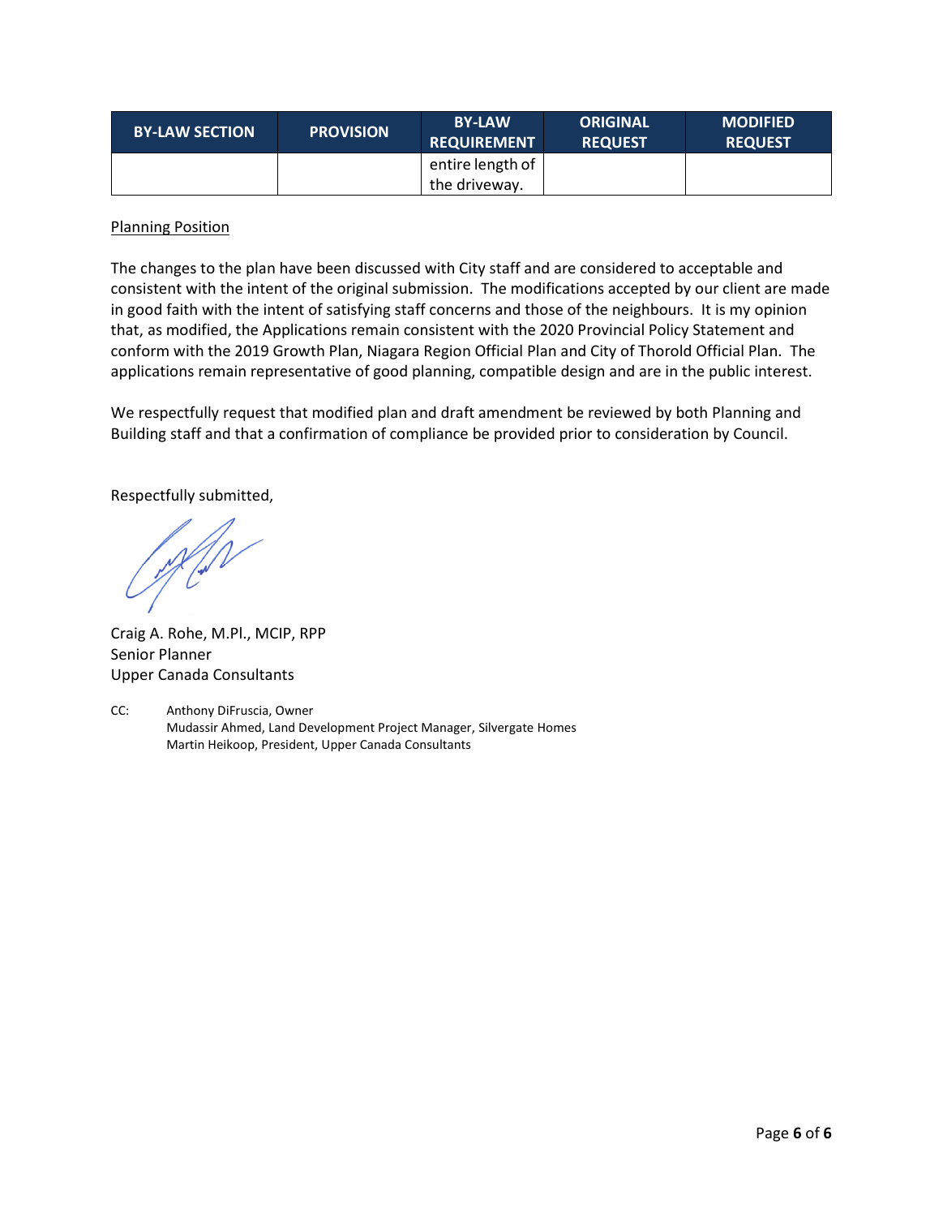| BY-LAW SECTION | PROVISION | BY-LAW REQUIREMENT | ORIGINAL REQUEST | MODIFIED REQUEST |
|---|---|---|---|---|
| | | entire length of the driveway. | | |

<u>Planning Position</u>

The changes to the plan have been discussed with City staff and are considered to acceptable and consistent with the intent of the original submission. The modifications accepted by our client are made in good faith with the intent of satisfying staff concerns and those of the neighbours. It is my opinion that, as modified, the Applications remain consistent with the 2020 Provincial Policy Statement and conform with the 2019 Growth Plan, Niagara Region Official Plan and City of Thorold Official Plan. The applications remain representative of good planning, compatible design and are in the public interest.

We respectfully request that modified plan and draft amendment be reviewed by both Planning and Building staff and that a confirmation of compliance be provided prior to consideration by Council.

Respectfully submitted,

Craig A. Rohe, M.Pl., MCIP, RPP
Senior Planner
Upper Canada Consultants

CC: Anthony DiFruscia, Owner
Mudassir Ahmed, Land Development Project Manager, Silvergate Homes
Martin Heikoop, President, Upper Canada Consultants